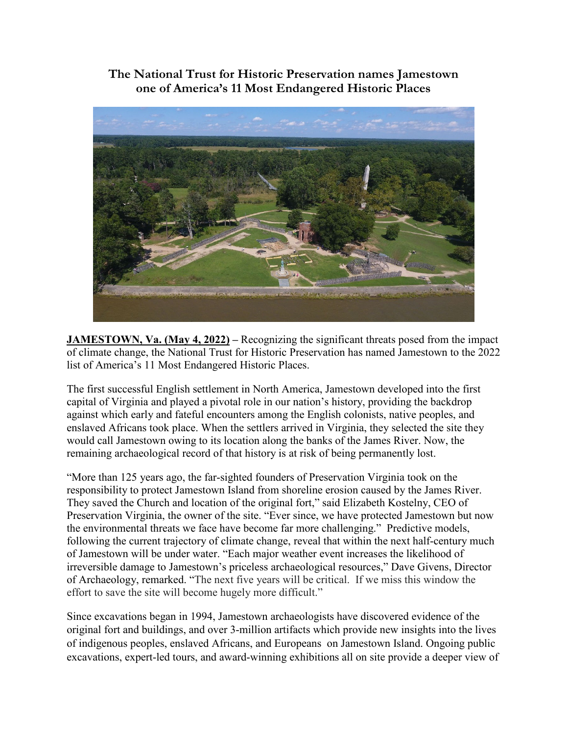# The National Trust for Historic Preservation names Jamestown one of America's 11 Most Endangered Historic Places

**JAMESTOWN, Va. (May 4, 2022) –** Recognizing the significant threats posed from the impact of climate change, the National Trust for Historic Preservation has named Jamestown to the 2022 list of America's 11 Most Endangered Historic Places.

The first successful English settlement in North America, Jamestown developed into the first capital of Virginia and played a pivotal role in our nation's history, providing the backdrop against which early and fateful encounters among the English colonists, native peoples, and enslaved Africans took place. When the settlers arrived in Virginia, they selected the site they would call Jamestown owing to its location along the banks of the James River. Now, the remaining archaeological record of that history is at risk of being permanently lost.

"More than 125 years ago, the far-sighted founders of Preservation Virginia took on the responsibility to protect Jamestown Island from shoreline erosion caused by the James River. They saved the Church and location of the original fort," said Elizabeth Kostelny, CEO of Preservation Virginia, the owner of the site. "Ever since, we have protected Jamestown but now the environmental threats we face have become far more challenging." Predictive models, following the current trajectory of climate change, reveal that within the next half-century much of Jamestown will be under water. "Each major weather event increases the likelihood of irreversible damage to Jamestown's priceless archaeological resources," Dave Givens, Director of Archaeology, remarked. "The next five years will be critical. If we miss this window the effort to save the site will become hugely more difficult."

Since excavations began in 1994, Jamestown archaeologists have discovered evidence of the original fort and buildings, and over 3-million artifacts which provide new insights into the lives of indigenous peoples, enslaved Africans, and Europeans on Jamestown Island. Ongoing public excavations, expert-led tours, and award-winning exhibitions all on site provide a deeper view of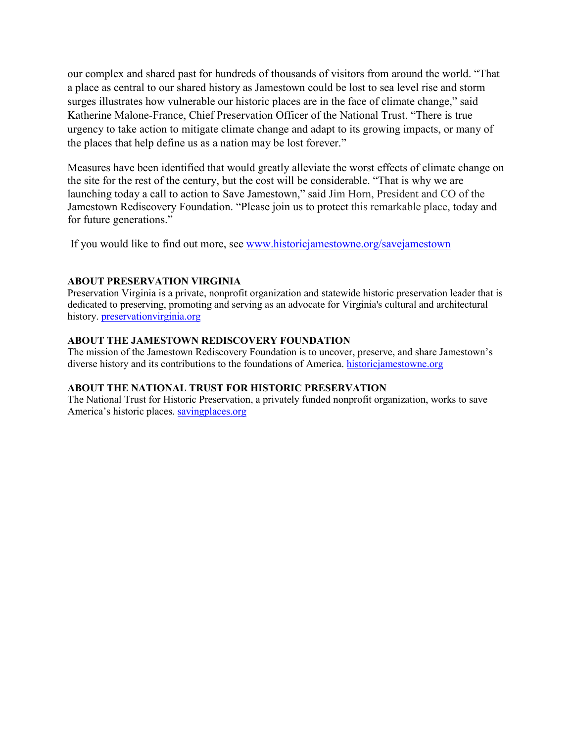our complex and shared past for hundreds of thousands of visitors from around the world. "That a place as central to our shared history as Jamestown could be lost to sea level rise and storm surges illustrates how vulnerable our historic places are in the face of climate change," said Katherine Malone-France, Chief Preservation Officer of the National Trust. "There is true urgency to take action to mitigate climate change and adapt to its growing impacts, or many of the places that help define us as a nation may be lost forever."

Measures have been identified that would greatly alleviate the worst effects of climate change on the site for the rest of the century, but the cost will be considerable. "That is why we are launching today a call to action to Save Jamestown," said Jim Horn, President and CO of the Jamestown Rediscovery Foundation. "Please join us to protect this remarkable place, today and for future generations."

If you would like to find out more, see [www.historicjamestowne.org/savejamestown](http://www.historicjamestowne.org/savejamestown)

**ABOUT PRESERVATION VIRGINIA**
Preservation Virginia is a private, nonprofit organization and statewide historic preservation leader that is dedicated to preserving, promoting and serving as an advocate for Virginia's cultural and architectural history. [preservationvirginia.org](http://preservationvirginia.org)

**ABOUT THE JAMESTOWN REDISCOVERY FOUNDATION**
The mission of the Jamestown Rediscovery Foundation is to uncover, preserve, and share Jamestown's diverse history and its contributions to the foundations of America. [historicjamestowne.org](http://historicjamestowne.org)

**ABOUT THE NATIONAL TRUST FOR HISTORIC PRESERVATION**
The National Trust for Historic Preservation, a privately funded nonprofit organization, works to save America's historic places. [savingplaces.org](http://savingplaces.org)